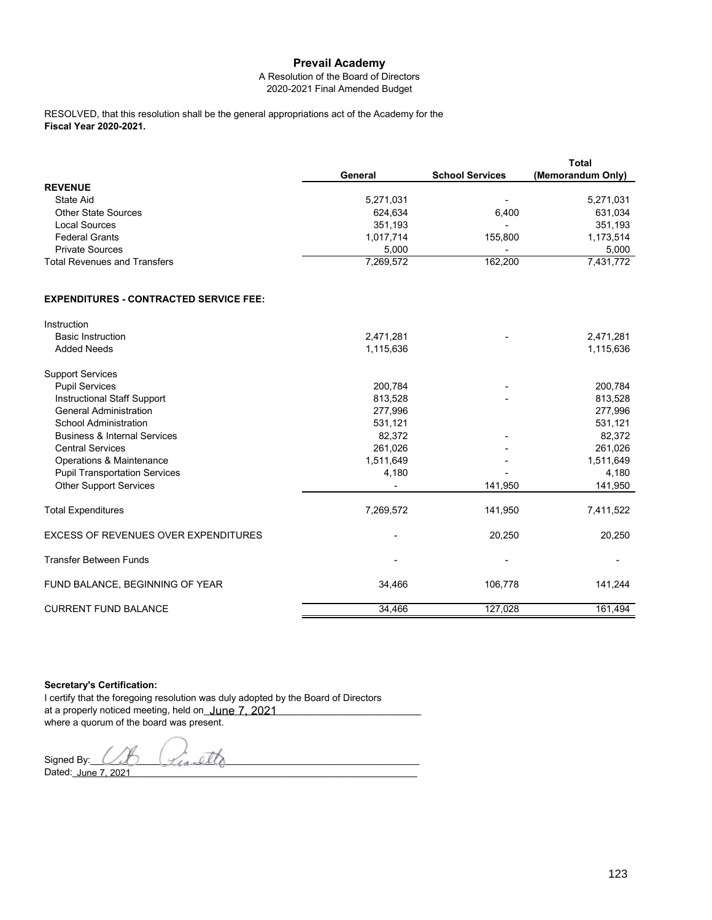# Prevail Academy

A Resolution of the Board of Directors
2020-2021 Final Amended Budget

RESOLVED, that this resolution shall be the general appropriations act of the Academy for the **Fiscal Year 2020-2021.**

| | General | School Services | Total (Memorandum Only) |
|---|---|---|---|
| **REVENUE** | | | |
| State Aid | 5,271,031 | - | 5,271,031 |
| Other State Sources | 624,634 | 6,400 | 631,034 |
| Local Sources | 351,193 | - | 351,193 |
| Federal Grants | 1,017,714 | 155,800 | 1,173,514 |
| Private Sources | 5,000 | - | 5,000 |
| Total Revenues and Transfers | 7,269,572 | 162,200 | 7,431,772 |
| | | | |
| **EXPENDITURES - CONTRACTED SERVICE FEE:** | | | |
| Instruction | | | |
| Basic Instruction | 2,471,281 | - | 2,471,281 |
| Added Needs | 1,115,636 | | 1,115,636 |
| Support Services | | | |
| Pupil Services | 200,784 | - | 200,784 |
| Instructional Staff Support | 813,528 | - | 813,528 |
| General Administration | 277,996 | | 277,996 |
| School Administration | 531,121 | | 531,121 |
| Business & Internal Services | 82,372 | - | 82,372 |
| Central Services | 261,026 | - | 261,026 |
| Operations & Maintenance | 1,511,649 | - | 1,511,649 |
| Pupil Transportation Services | 4,180 | - | 4,180 |
| Other Support Services | - | 141,950 | 141,950 |
| Total Expenditures | 7,269,572 | 141,950 | 7,411,522 |
| EXCESS OF REVENUES OVER EXPENDITURES | - | 20,250 | 20,250 |
| Transfer Between Funds | - | - | - |
| FUND BALANCE, BEGINNING OF YEAR | 34,466 | 106,778 | 141,244 |
| CURRENT FUND BALANCE | 34,466 | 127,028 | 161,494 |

**Secretary's Certification:**

I certify that the foregoing resolution was duly adopted by the Board of Directors at a properly noticed meeting, held on June 7, 2021 where a quorum of the board was present.

Signed By: ______________________

Dated: June 7, 2021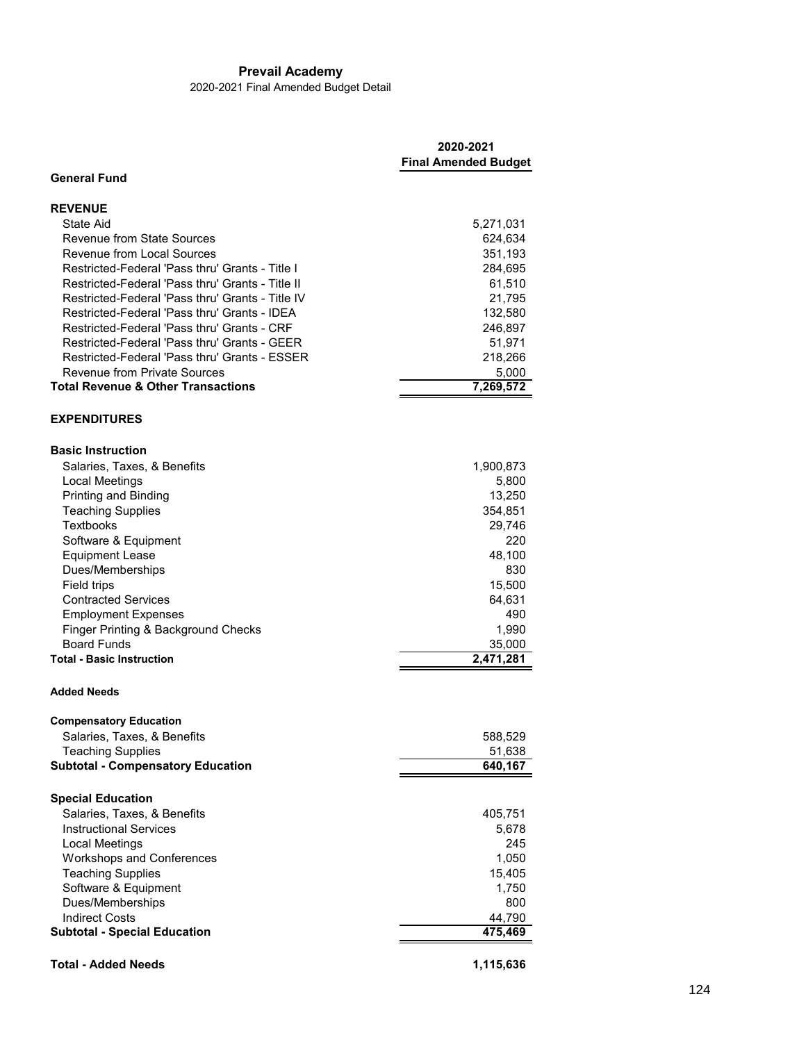**Prevail Academy**

2020-2021 Final Amended Budget Detail

| | 2020-2021 Final Amended Budget |
|---|---|
| **General Fund** | |
| | |
| **REVENUE** | |
| State Aid | 5,271,031 |
| Revenue from State Sources | 624,634 |
| Revenue from Local Sources | 351,193 |
| Restricted-Federal 'Pass thru' Grants - Title I | 284,695 |
| Restricted-Federal 'Pass thru' Grants - Title II | 61,510 |
| Restricted-Federal 'Pass thru' Grants - Title IV | 21,795 |
| Restricted-Federal 'Pass thru' Grants - IDEA | 132,580 |
| Restricted-Federal 'Pass thru' Grants - CRF | 246,897 |
| Restricted-Federal 'Pass thru' Grants - GEER | 51,971 |
| Restricted-Federal 'Pass thru' Grants - ESSER | 218,266 |
| Revenue from Private Sources | 5,000 |
| **Total Revenue & Other Transactions** | **7,269,572** |
| | |
| **EXPENDITURES** | |
| | |
| **Basic Instruction** | |
| Salaries, Taxes, & Benefits | 1,900,873 |
| Local Meetings | 5,800 |
| Printing and Binding | 13,250 |
| Teaching Supplies | 354,851 |
| Textbooks | 29,746 |
| Software & Equipment | 220 |
| Equipment Lease | 48,100 |
| Dues/Memberships | 830 |
| Field trips | 15,500 |
| Contracted Services | 64,631 |
| Employment Expenses | 490 |
| Finger Printing & Background Checks | 1,990 |
| Board Funds | 35,000 |
| **Total - Basic Instruction** | **2,471,281** |
| | |
| **Added Needs** | |
| | |
| **Compensatory Education** | |
| Salaries, Taxes, & Benefits | 588,529 |
| Teaching Supplies | 51,638 |
| **Subtotal - Compensatory Education** | **640,167** |
| | |
| **Special Education** | |
| Salaries, Taxes, & Benefits | 405,751 |
| Instructional Services | 5,678 |
| Local Meetings | 245 |
| Workshops and Conferences | 1,050 |
| Teaching Supplies | 15,405 |
| Software & Equipment | 1,750 |
| Dues/Memberships | 800 |
| Indirect Costs | 44,790 |
| **Subtotal - Special Education** | **475,469** |
| | |
| **Total - Added Needs** | **1,115,636** |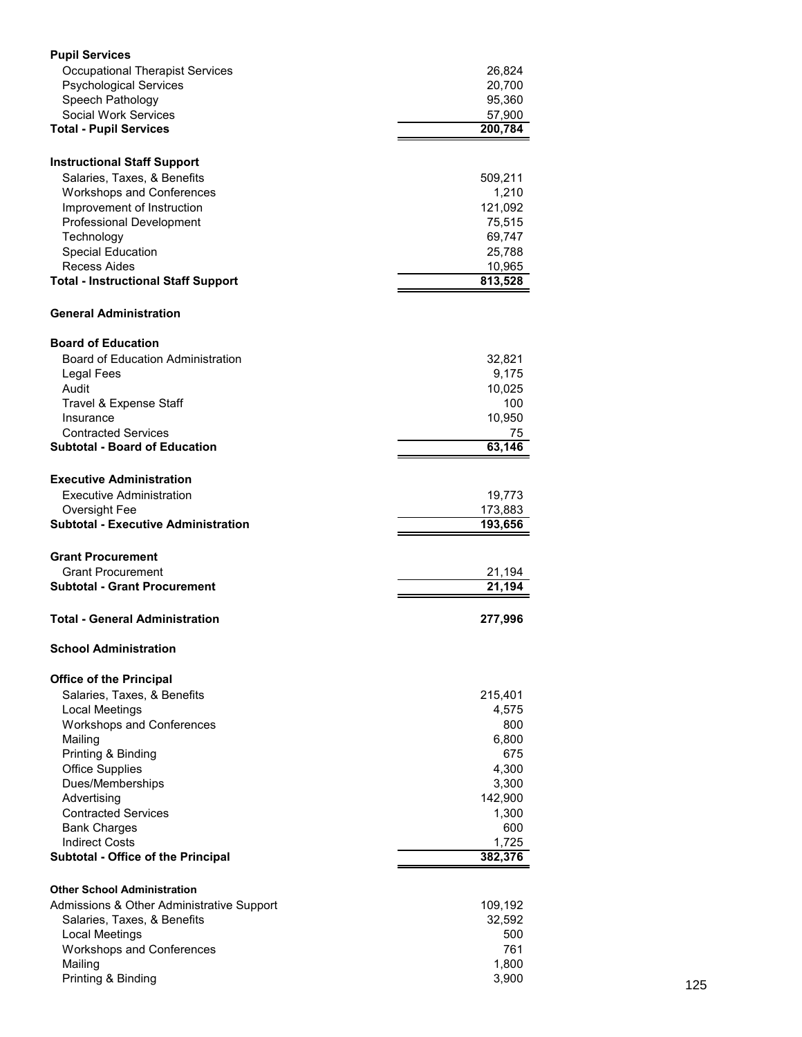| | |
|---|---|
| **Pupil Services** | |
| Occupational Therapist Services | 26,824 |
| Psychological Services | 20,700 |
| Speech Pathology | 95,360 |
| Social Work Services | 57,900 |
| **Total - Pupil Services** | **200,784** |
| | |
| **Instructional Staff Support** | |
| Salaries, Taxes, & Benefits | 509,211 |
| Workshops and Conferences | 1,210 |
| Improvement of Instruction | 121,092 |
| Professional Development | 75,515 |
| Technology | 69,747 |
| Special Education | 25,788 |
| Recess Aides | 10,965 |
| **Total - Instructional Staff Support** | **813,528** |
| | |
| **General Administration** | |
| | |
| **Board of Education** | |
| Board of Education Administration | 32,821 |
| Legal Fees | 9,175 |
| Audit | 10,025 |
| Travel & Expense Staff | 100 |
| Insurance | 10,950 |
| Contracted Services | 75 |
| **Subtotal - Board of Education** | **63,146** |
| | |
| **Executive Administration** | |
| Executive Administration | 19,773 |
| Oversight Fee | 173,883 |
| **Subtotal - Executive Administration** | **193,656** |
| | |
| **Grant Procurement** | |
| Grant Procurement | 21,194 |
| **Subtotal - Grant Procurement** | **21,194** |
| | |
| **Total - General Administration** | **277,996** |
| | |
| **School Administration** | |
| | |
| **Office of the Principal** | |
| Salaries, Taxes, & Benefits | 215,401 |
| Local Meetings | 4,575 |
| Workshops and Conferences | 800 |
| Mailing | 6,800 |
| Printing & Binding | 675 |
| Office Supplies | 4,300 |
| Dues/Memberships | 3,300 |
| Advertising | 142,900 |
| Contracted Services | 1,300 |
| Bank Charges | 600 |
| Indirect Costs | 1,725 |
| **Subtotal - Office of the Principal** | **382,376** |
| | |
| **Other School Administration** | |
| Admissions & Other Administrative Support | 109,192 |
| Salaries, Taxes, & Benefits | 32,592 |
| Local Meetings | 500 |
| Workshops and Conferences | 761 |
| Mailing | 1,800 |
| Printing & Binding | 3,900 |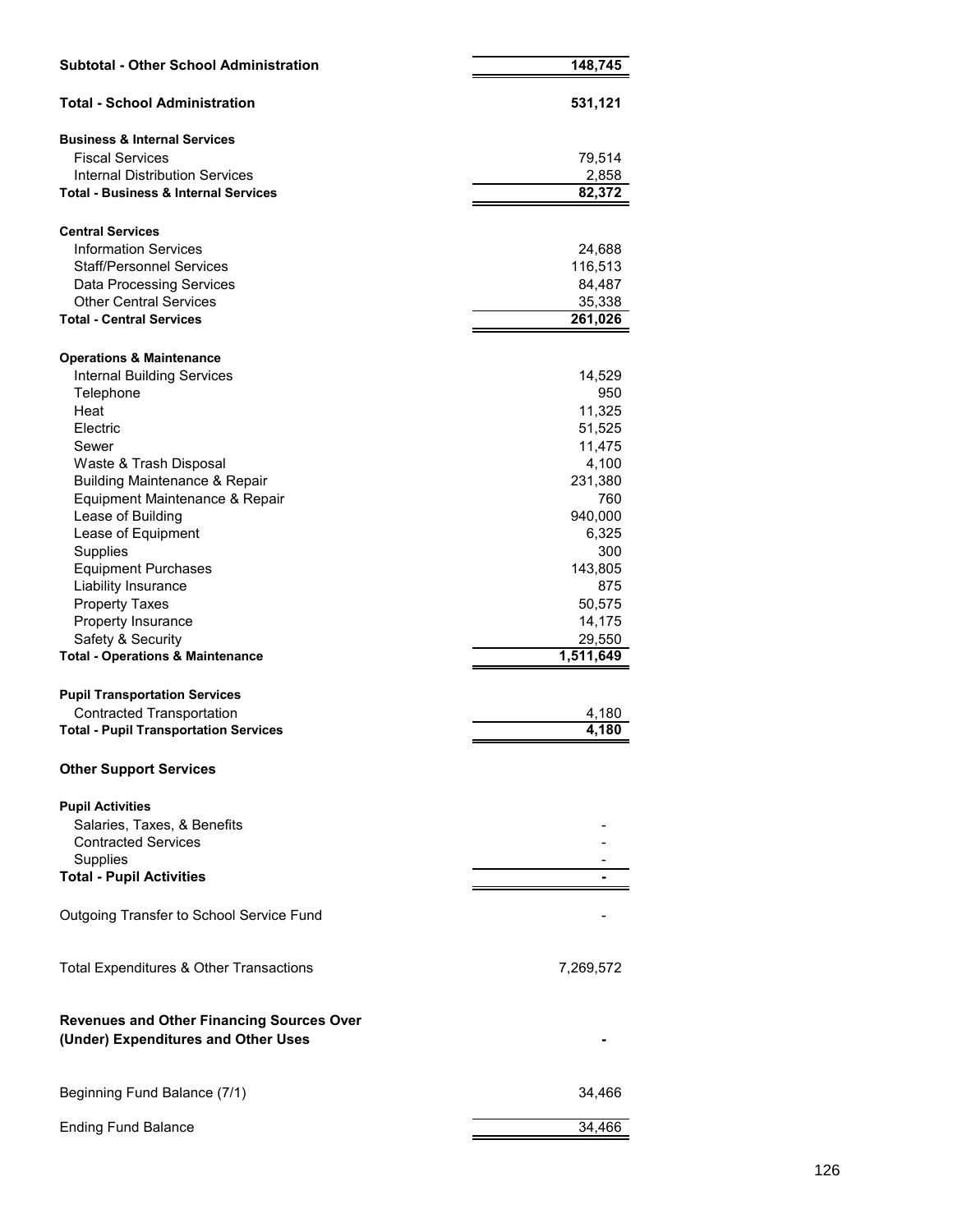| | |
|---|---|
| **Subtotal - Other School Administration** | **148,745** |
| **Total - School Administration** | **531,121** |
| **Business & Internal Services** | |
| Fiscal Services | 79,514 |
| Internal Distribution Services | 2,858 |
| **Total - Business & Internal Services** | **82,372** |
| **Central Services** | |
| Information Services | 24,688 |
| Staff/Personnel Services | 116,513 |
| Data Processing Services | 84,487 |
| Other Central Services | 35,338 |
| **Total - Central Services** | **261,026** |
| **Operations & Maintenance** | |
| Internal Building Services | 14,529 |
| Telephone | 950 |
| Heat | 11,325 |
| Electric | 51,525 |
| Sewer | 11,475 |
| Waste & Trash Disposal | 4,100 |
| Building Maintenance & Repair | 231,380 |
| Equipment Maintenance & Repair | 760 |
| Lease of Building | 940,000 |
| Lease of Equipment | 6,325 |
| Supplies | 300 |
| Equipment Purchases | 143,805 |
| Liability Insurance | 875 |
| Property Taxes | 50,575 |
| Property Insurance | 14,175 |
| Safety & Security | 29,550 |
| **Total - Operations & Maintenance** | **1,511,649** |
| **Pupil Transportation Services** | |
| Contracted Transportation | 4,180 |
| **Total - Pupil Transportation Services** | **4,180** |
| **Other Support Services** | |
| **Pupil Activities** | |
| Salaries, Taxes, & Benefits | - |
| Contracted Services | - |
| Supplies | - |
| **Total - Pupil Activities** | **-** |
| Outgoing Transfer to School Service Fund | - |
| Total Expenditures & Other Transactions | 7,269,572 |
| **Revenues and Other Financing Sources Over (Under) Expenditures and Other Uses** | **-** |
| Beginning Fund Balance (7/1) | 34,466 |
| Ending Fund Balance | 34,466 |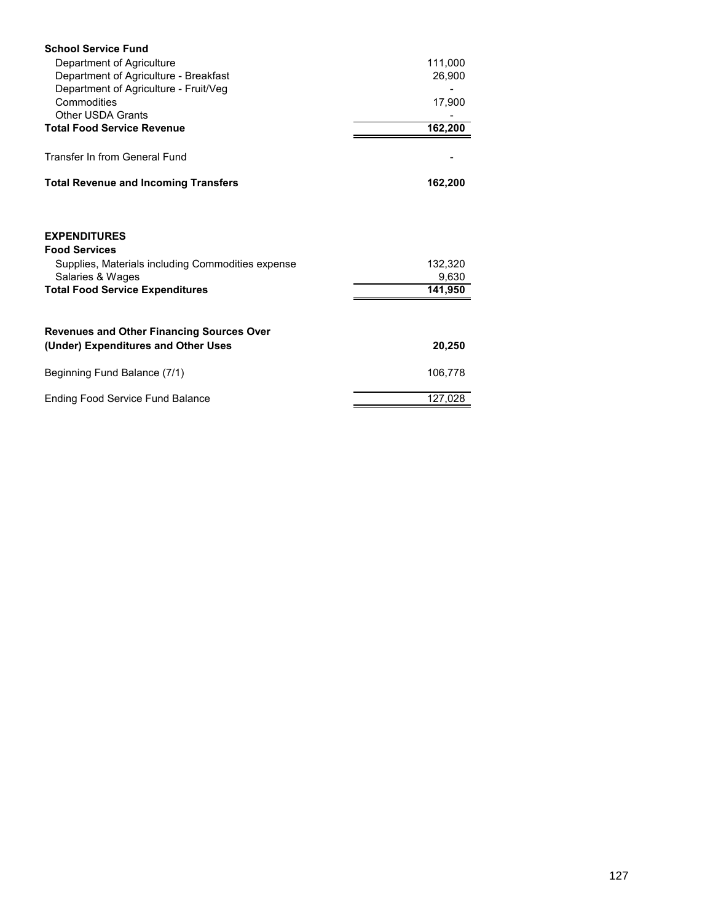| School Service Fund | |
|---|---|
| Department of Agriculture | 111,000 |
| Department of Agriculture - Breakfast | 26,900 |
| Department of Agriculture - Fruit/Veg | - |
| Commodities | 17,900 |
| Other USDA Grants | - |
| **Total Food Service Revenue** | **162,200** |
| | |
| Transfer In from General Fund | - |
| | |
| **Total Revenue and Incoming Transfers** | **162,200** |

| **EXPENDITURES** | |
|---|---|
| **Food Services** | |
| Supplies, Materials including Commodities expense | 132,320 |
| Salaries & Wages | 9,630 |
| **Total Food Service Expenditures** | **141,950** |
| | |
| **Revenues and Other Financing Sources Over (Under) Expenditures and Other Uses** | **20,250** |
| | |
| Beginning Fund Balance (7/1) | 106,778 |
| | |
| Ending Food Service Fund Balance | 127,028 |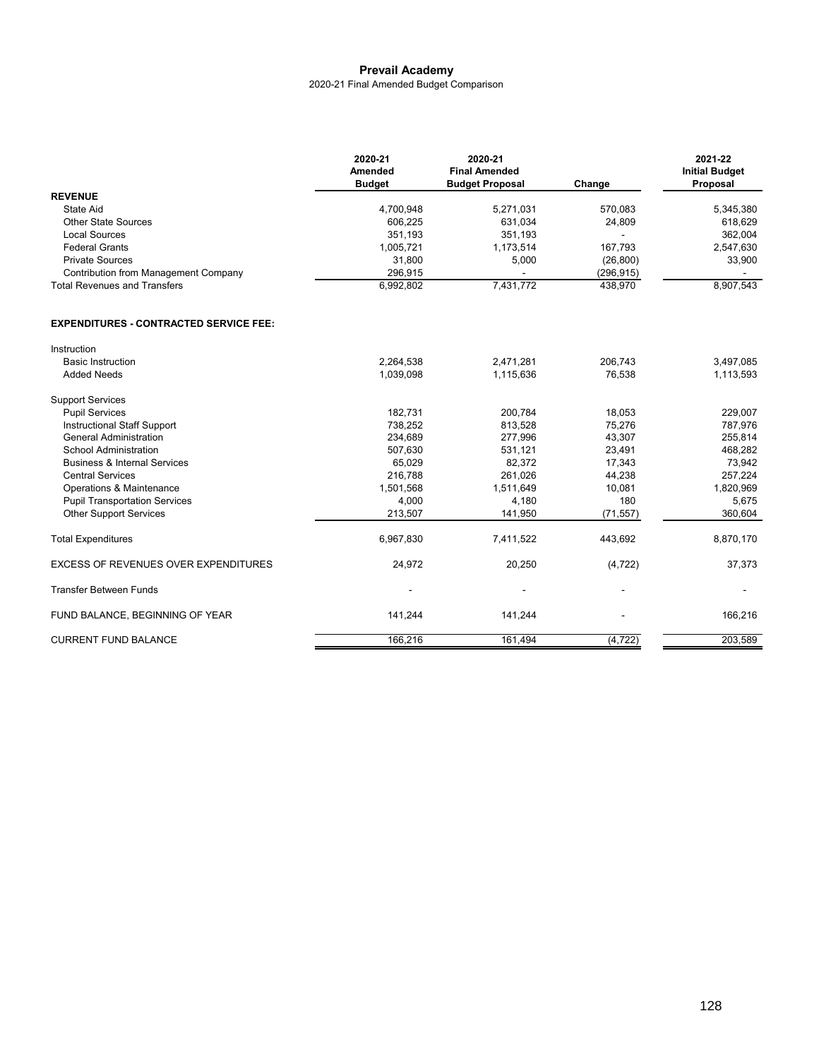# Prevail Academy

2020-21 Final Amended Budget Comparison

| | 2020-21 Amended Budget | 2020-21 Final Amended Budget Proposal | Change | 2021-22 Initial Budget Proposal |
|---|---|---|---|---|
| **REVENUE** | | | | |
| State Aid | 4,700,948 | 5,271,031 | 570,083 | 5,345,380 |
| Other State Sources | 606,225 | 631,034 | 24,809 | 618,629 |
| Local Sources | 351,193 | 351,193 | - | 362,004 |
| Federal Grants | 1,005,721 | 1,173,514 | 167,793 | 2,547,630 |
| Private Sources | 31,800 | 5,000 | (26,800) | 33,900 |
| Contribution from Management Company | 296,915 | - | (296,915) | - |
| Total Revenues and Transfers | 6,992,802 | 7,431,772 | 438,970 | 8,907,543 |
| **EXPENDITURES - CONTRACTED SERVICE FEE:** | | | | |
| Instruction | | | | |
| Basic Instruction | 2,264,538 | 2,471,281 | 206,743 | 3,497,085 |
| Added Needs | 1,039,098 | 1,115,636 | 76,538 | 1,113,593 |
| Support Services | | | | |
| Pupil Services | 182,731 | 200,784 | 18,053 | 229,007 |
| Instructional Staff Support | 738,252 | 813,528 | 75,276 | 787,976 |
| General Administration | 234,689 | 277,996 | 43,307 | 255,814 |
| School Administration | 507,630 | 531,121 | 23,491 | 468,282 |
| Business & Internal Services | 65,029 | 82,372 | 17,343 | 73,942 |
| Central Services | 216,788 | 261,026 | 44,238 | 257,224 |
| Operations & Maintenance | 1,501,568 | 1,511,649 | 10,081 | 1,820,969 |
| Pupil Transportation Services | 4,000 | 4,180 | 180 | 5,675 |
| Other Support Services | 213,507 | 141,950 | (71,557) | 360,604 |
| Total Expenditures | 6,967,830 | 7,411,522 | 443,692 | 8,870,170 |
| EXCESS OF REVENUES OVER EXPENDITURES | 24,972 | 20,250 | (4,722) | 37,373 |
| Transfer Between Funds | - | - | - | - |
| FUND BALANCE, BEGINNING OF YEAR | 141,244 | 141,244 | - | 166,216 |
| CURRENT FUND BALANCE | 166,216 | 161,494 | (4,722) | 203,589 |